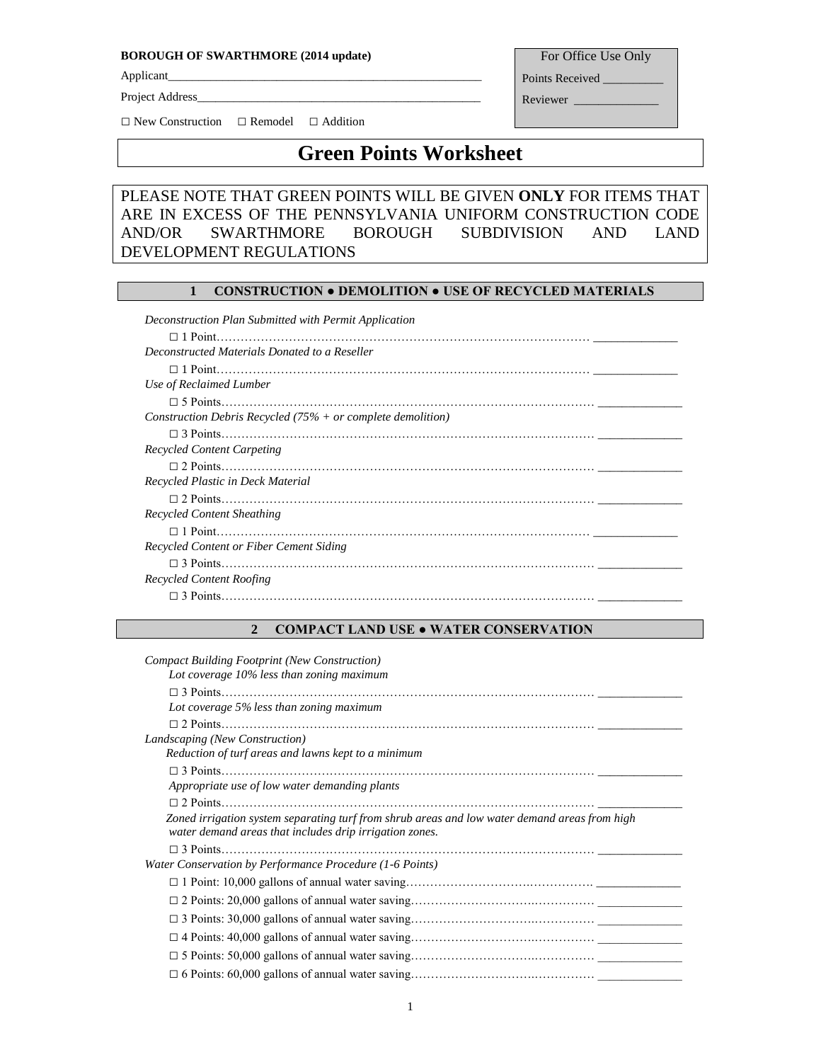**BOROUGH OF SWARTHMORE (2014 update)**

Applicant_______________________________________________

Project Address__________________________________________

□ New Construction □ Remodel □ Addition

| For Office Use Only |
|---|
| Points Received __________ |
| Reviewer ______________ |

# Green Points Worksheet

PLEASE NOTE THAT GREEN POINTS WILL BE GIVEN **ONLY** FOR ITEMS THAT ARE IN EXCESS OF THE PENNSYLVANIA UNIFORM CONSTRUCTION CODE AND/OR SWARTHMORE BOROUGH SUBDIVISION AND LAND DEVELOPMENT REGULATIONS

## 1 CONSTRUCTION ● DEMOLITION ● USE OF RECYCLED MATERIALS

*Deconstruction Plan Submitted with Permit Application*

□ 1 Point………………………………………………………………………………… ______________

*Deconstructed Materials Donated to a Reseller*

□ 1 Point………………………………………………………………………………… ______________

*Use of Reclaimed Lumber*

□ 5 Points………………………………………………………………………………… ______________

*Construction Debris Recycled (75% + or complete demolition)*

□ 3 Points………………………………………………………………………………… ______________

*Recycled Content Carpeting*

□ 2 Points………………………………………………………………………………… ______________

*Recycled Plastic in Deck Material*

□ 2 Points………………………………………………………………………………… ______________

*Recycled Content Sheathing*

□ 1 Point………………………………………………………………………………… ______________

*Recycled Content or Fiber Cement Siding*

□ 3 Points………………………………………………………………………………… ______________

*Recycled Content Roofing*

□ 3 Points………………………………………………………………………………… ______________

## 2 COMPACT LAND USE ● WATER CONSERVATION

*Compact Building Footprint (New Construction)*

*Lot coverage 10% less than zoning maximum*

□ 3 Points………………………………………………………………………………… ______________

*Lot coverage 5% less than zoning maximum*

□ 2 Points………………………………………………………………………………… ______________

*Landscaping (New Construction)*

*Reduction of turf areas and lawns kept to a minimum*

□ 3 Points………………………………………………………………………………… ______________

*Appropriate use of low water demanding plants*

□ 2 Points………………………………………………………………………………… ______________

*Zoned irrigation system separating turf from shrub areas and low water demand areas from high water demand areas that includes drip irrigation zones.*

□ 3 Points………………………………………………………………………………… ______________

*Water Conservation by Performance Procedure (1-6 Points)*

□ 1 Point: 10,000 gallons of annual water saving……………………………………… ______________

□ 2 Points: 20,000 gallons of annual water saving……………………………………… ______________

□ 3 Points: 30,000 gallons of annual water saving……………………………………… ______________

□ 4 Points: 40,000 gallons of annual water saving……………………………………… ______________

□ 5 Points: 50,000 gallons of annual water saving……………………………………… ______________

□ 6 Points: 60,000 gallons of annual water saving……………………………………… ______________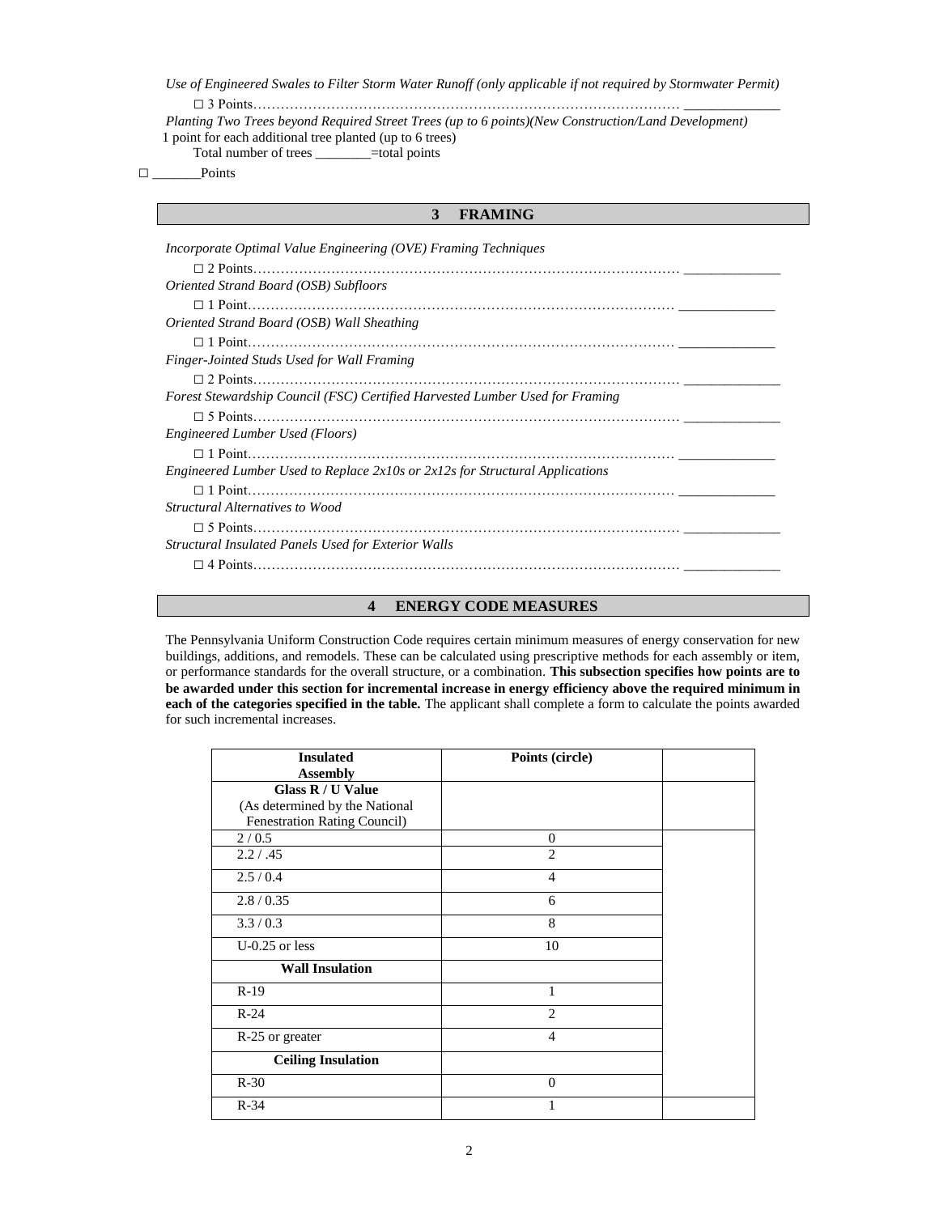*Use of Engineered Swales to Filter Storm Water Runoff (only applicable if not required by Stormwater Permit)*

□ 3 Points…………………………………………………………………………………… _____________

*Planting Two Trees beyond Required Street Trees (up to 6 points)(New Construction/Land Development)*

1 point for each additional tree planted (up to 6 trees)

Total number of trees ________=total points

□ _______Points

## 3 FRAMING

*Incorporate Optimal Value Engineering (OVE) Framing Techniques*

□ 2 Points…………………………………………………………………………………… _____________

*Oriented Strand Board (OSB) Subfloors*

□ 1 Point…………………………………………………………………………………… _____________

*Oriented Strand Board (OSB) Wall Sheathing*

□ 1 Point…………………………………………………………………………………… _____________

*Finger-Jointed Studs Used for Wall Framing*

□ 2 Points…………………………………………………………………………………… _____________

*Forest Stewardship Council (FSC) Certified Harvested Lumber Used for Framing*

□ 5 Points…………………………………………………………………………………… _____________

*Engineered Lumber Used (Floors)*

□ 1 Point…………………………………………………………………………………… _____________

*Engineered Lumber Used to Replace 2x10s or 2x12s for Structural Applications*

□ 1 Point…………………………………………………………………………………… _____________

*Structural Alternatives to Wood*

□ 5 Points…………………………………………………………………………………… _____________

*Structural Insulated Panels Used for Exterior Walls*

□ 4 Points…………………………………………………………………………………… _____________

## 4 ENERGY CODE MEASURES

The Pennsylvania Uniform Construction Code requires certain minimum measures of energy conservation for new buildings, additions, and remodels. These can be calculated using prescriptive methods for each assembly or item, or performance standards for the overall structure, or a combination. **This subsection specifies how points are to be awarded under this section for incremental increase in energy efficiency above the required minimum in each of the categories specified in the table.** The applicant shall complete a form to calculate the points awarded for such incremental increases.

| Insulated Assembly | Points (circle) | |
|---|---|---|
| **Glass R / U Value** (As determined by the National Fenestration Rating Council) | | |
| 2 / 0.5 | 0 | |
| 2.2 / .45 | 2 | |
| 2.5 / 0.4 | 4 | |
| 2.8 / 0.35 | 6 | |
| 3.3 / 0.3 | 8 | |
| U-0.25 or less | 10 | |
| **Wall Insulation** | | |
| R-19 | 1 | |
| R-24 | 2 | |
| R-25 or greater | 4 | |
| **Ceiling Insulation** | | |
| R-30 | 0 | |
| R-34 | 1 | |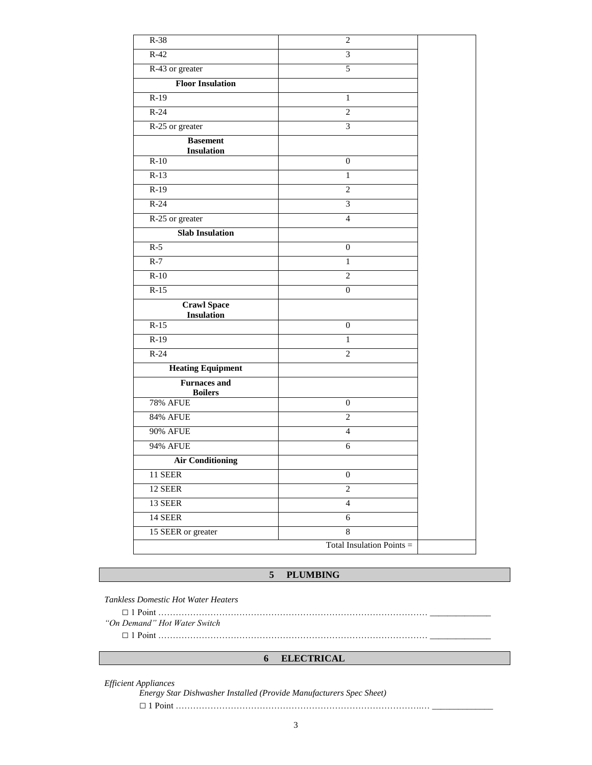| R-38 | 2 | |
|---|---|---|
| R-42 | 3 | |
| R-43 or greater | 5 | |
| **Floor Insulation** | | |
| R-19 | 1 | |
| R-24 | 2 | |
| R-25 or greater | 3 | |
| **Basement Insulation** | | |
| R-10 | 0 | |
| R-13 | 1 | |
| R-19 | 2 | |
| R-24 | 3 | |
| R-25 or greater | 4 | |
| **Slab Insulation** | | |
| R-5 | 0 | |
| R-7 | 1 | |
| R-10 | 2 | |
| R-15 | 0 | |
| **Crawl Space Insulation** | | |
| R-15 | 0 | |
| R-19 | 1 | |
| R-24 | 2 | |
| **Heating Equipment** | | |
| **Furnaces and Boilers** | | |
| 78% AFUE | 0 | |
| 84% AFUE | 2 | |
| 90% AFUE | 4 | |
| 94% AFUE | 6 | |
| **Air Conditioning** | | |
| 11 SEER | 0 | |
| 12 SEER | 2 | |
| 13 SEER | 4 | |
| 14 SEER | 6 | |
| 15 SEER or greater | 8 | |
| | Total Insulation Points = | |

## 5 PLUMBING

*Tankless Domestic Hot Water Heaters*

□ 1 Point …………………………………………………………………………………… _____________

*"On Demand" Hot Water Switch*

□ 1 Point …………………………………………………………………………………… _____________

## 6 ELECTRICAL

*Efficient Appliances*

*Energy Star Dishwasher Installed (Provide Manufacturers Spec Sheet)*

□ 1 Point ………………………………………………………………………….… _____________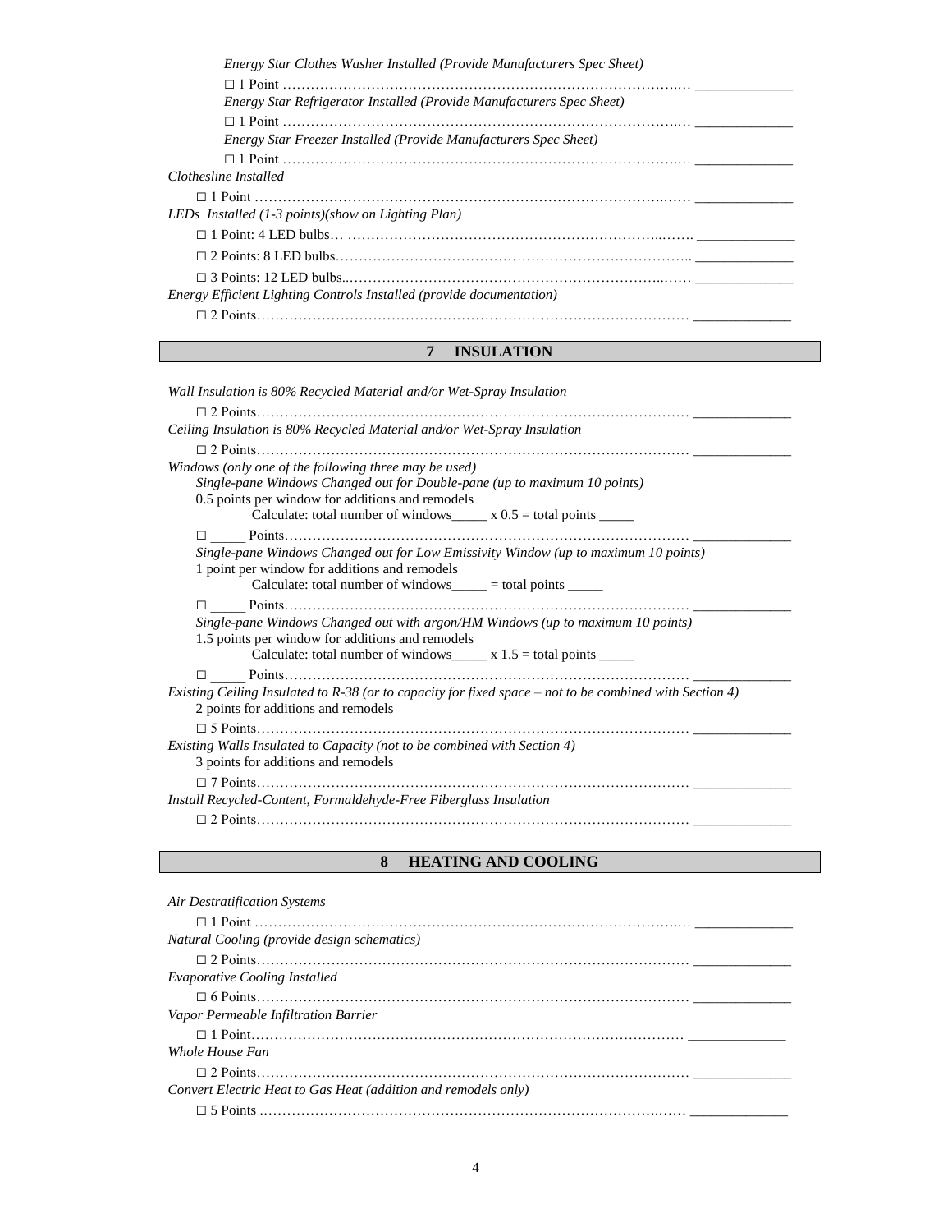*Energy Star Clothes Washer Installed (Provide Manufacturers Spec Sheet)*

□ 1 Point ……………………………………………………………………………..… _____________

*Energy Star Refrigerator Installed (Provide Manufacturers Spec Sheet)*

□ 1 Point ……………………………………………………………………………..… _____________

*Energy Star Freezer Installed (Provide Manufacturers Spec Sheet)*

□ 1 Point ……………………………………………………………………………..… _____________

*Clothesline Installed*

□ 1 Point ……………………………………………………………………………..…… _____________

*LEDs Installed (1-3 points)(show on Lighting Plan)*

□ 1 Point: 4 LED bulbs… ………………………………………………………………..……. _____________

□ 2 Points: 8 LED bulbs…………………………………………………………………….. _____________

□ 3 Points: 12 LED bulbs..…………………………………………………………..…… _____________

*Energy Efficient Lighting Controls Installed (provide documentation)*

□ 2 Points……………………………………………………………………………………. _____________

## 7 INSULATION

*Wall Insulation is 80% Recycled Material and/or Wet-Spray Insulation*

□ 2 Points……………………………………………………………………………………. _____________

*Ceiling Insulation is 80% Recycled Material and/or Wet-Spray Insulation*

□ 2 Points……………………………………………………………………………………. _____________

*Windows (only one of the following three may be used)*

*Single-pane Windows Changed out for Double-pane (up to maximum 10 points)*

0.5 points per window for additions and remodels

Calculate: total number of windows_____ x 0.5 = total points _____

□ _____ Points……………………………………………………………………………. _____________

*Single-pane Windows Changed out for Low Emissivity Window (up to maximum 10 points)*

1 point per window for additions and remodels

Calculate: total number of windows_____ = total points _____

□ _____ Points……………………………………………………………………………. _____________

*Single-pane Windows Changed out with argon/HM Windows (up to maximum 10 points)*

1.5 points per window for additions and remodels

Calculate: total number of windows_____ x 1.5 = total points _____

□ _____ Points……………………………………………………………………………. _____________

*Existing Ceiling Insulated to R-38 (or to capacity for fixed space – not to be combined with Section 4)*

2 points for additions and remodels

□ 5 Points……………………………………………………………………………………. _____________

*Existing Walls Insulated to Capacity (not to be combined with Section 4)*

3 points for additions and remodels

□ 7 Points……………………………………………………………………………………. _____________

*Install Recycled-Content, Formaldehyde-Free Fiberglass Insulation*

□ 2 Points……………………………………………………………………………………. _____________

## 8 HEATING AND COOLING

*Air Destratification Systems*

□ 1 Point ……………………………………………………………………………………..… _____________

*Natural Cooling (provide design schematics)*

□ 2 Points……………………………………………………………………………………. _____________

*Evaporative Cooling Installed*

□ 6 Points……………………………………………………………………………………. _____________

*Vapor Permeable Infiltration Barrier*

□ 1 Point……………………………………………………………………………………. _____________

*Whole House Fan*

□ 2 Points……………………………………………………………………………………. _____________

*Convert Electric Heat to Gas Heat (addition and remodels only)*

□ 5 Points ………………………………………………………………………………..…… _____________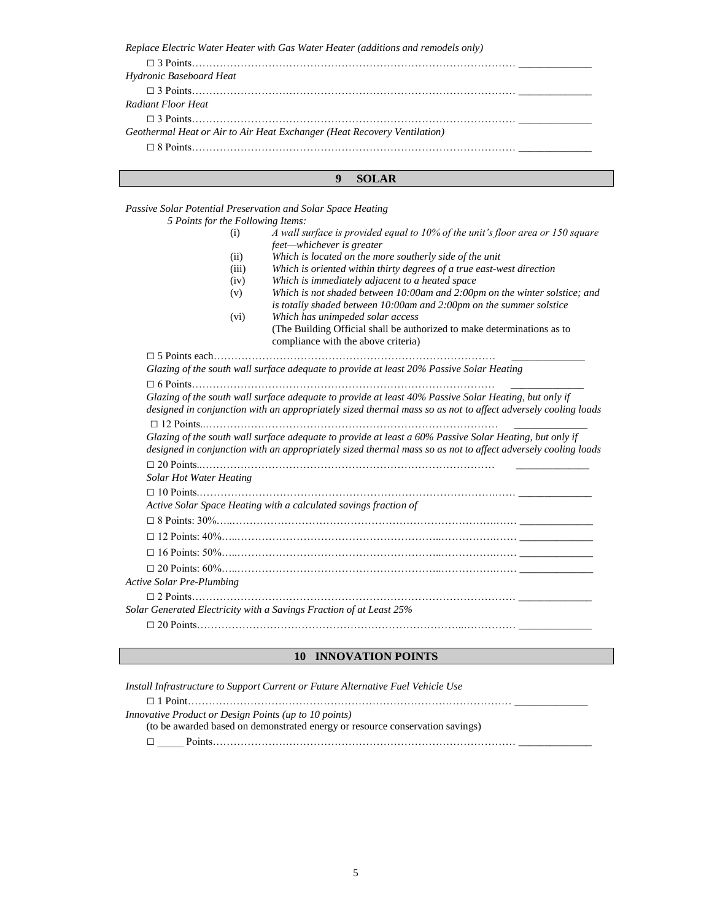*Replace Electric Water Heater with Gas Water Heater (additions and remodels only)*

□ 3 Points………………………………………………………………………………… _____________

*Hydronic Baseboard Heat*

□ 3 Points………………………………………………………………………………… _____________

*Radiant Floor Heat*

□ 3 Points………………………………………………………………………………… _____________

*Geothermal Heat or Air to Air Heat Exchanger (Heat Recovery Ventilation)*

□ 8 Points………………………………………………………………………………… _____________

## 9 SOLAR

*Passive Solar Potential Preservation and Solar Space Heating*

*5 Points for the Following Items:*

(i) *A wall surface is provided equal to 10% of the unit's floor area or 150 square feet—whichever is greater*

(ii) *Which is located on the more southerly side of the unit*

(iii) *Which is oriented within thirty degrees of a true east-west direction*

(iv) *Which is immediately adjacent to a heated space*

(v) *Which is not shaded between 10:00am and 2:00pm on the winter solstice; and is totally shaded between 10:00am and 2:00pm on the summer solstice*

(vi) *Which has unimpeded solar access*

(The Building Official shall be authorized to make determinations as to compliance with the above criteria)

□ 5 Points each……………………………………………………………………… _____________

*Glazing of the south wall surface adequate to provide at least 20% Passive Solar Heating*

□ 6 Points…………………………………………………………………………… _____________

*Glazing of the south wall surface adequate to provide at least 40% Passive Solar Heating, but only if designed in conjunction with an appropriately sized thermal mass so as not to affect adversely cooling loads*

□ 12 Points..………………………………………………………………………… _____________

*Glazing of the south wall surface adequate to provide at least a 60% Passive Solar Heating, but only if designed in conjunction with an appropriately sized thermal mass so as not to affect adversely cooling loads*

□ 20 Points..………………………………………………………………………… _____________

*Solar Hot Water Heating*

□ 10 Points..……………………………………………………………………………… _____________

*Active Solar Space Heating with a calculated savings fraction of*

□ 8 Points: 30%…..………………………………………………………………………… _____________

□ 12 Points: 40%…..……………………………………………………………………… _____________

□ 16 Points: 50%…..……………………………………………………………………… _____________

□ 20 Points: 60%…..……………………………………………………………………… _____________

*Active Solar Pre-Plumbing*

□ 2 Points………………………………………………………………………………… _____________

*Solar Generated Electricity with a Savings Fraction of at Least 25%*

□ 20 Points………………………………………………………………………………… _____________

## 10 INNOVATION POINTS

*Install Infrastructure to Support Current or Future Alternative Fuel Vehicle Use*

□ 1 Point………………………………………………………………………………… _____________

*Innovative Product or Design Points (up to 10 points)*

(to be awarded based on demonstrated energy or resource conservation savings)

□ _____ Points…………………………………………………………………………… _____________